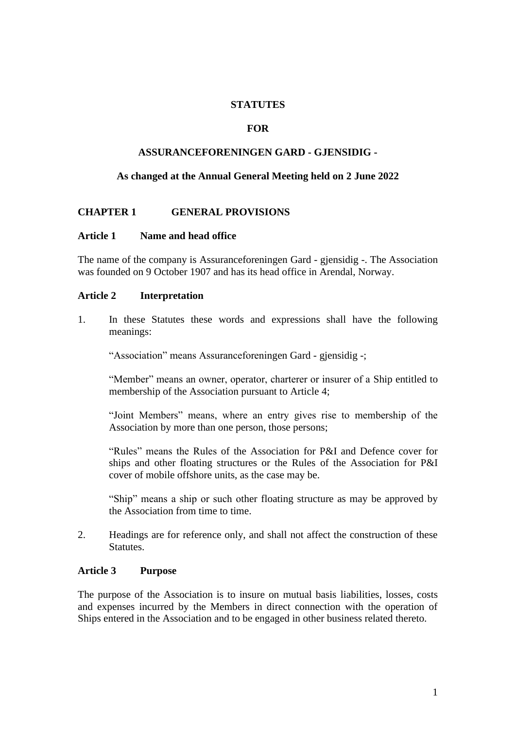# STATUTES

# FOR

# ASSURANCEFORENINGEN GARD - GJENSIDIG -

**As changed at the Annual General Meeting held on 2 June 2022**

## CHAPTER 1 GENERAL PROVISIONS

### Article 1 Name and head office

The name of the company is Assuranceforeningen Gard - gjensidig -. The Association was founded on 9 October 1907 and has its head office in Arendal, Norway.

### Article 2 Interpretation

1. In these Statutes these words and expressions shall have the following meanings:

   "Association" means Assuranceforeningen Gard - gjensidig -;

   "Member" means an owner, operator, charterer or insurer of a Ship entitled to membership of the Association pursuant to Article 4;

   "Joint Members" means, where an entry gives rise to membership of the Association by more than one person, those persons;

   "Rules" means the Rules of the Association for P&I and Defence cover for ships and other floating structures or the Rules of the Association for P&I cover of mobile offshore units, as the case may be.

   "Ship" means a ship or such other floating structure as may be approved by the Association from time to time.

2. Headings are for reference only, and shall not affect the construction of these Statutes.

### Article 3 Purpose

The purpose of the Association is to insure on mutual basis liabilities, losses, costs and expenses incurred by the Members in direct connection with the operation of Ships entered in the Association and to be engaged in other business related thereto.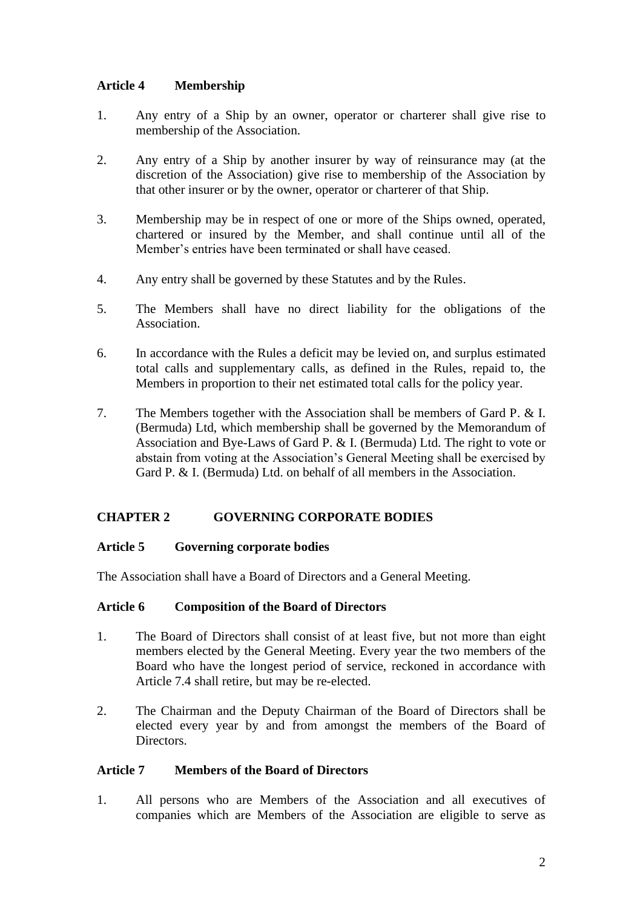### Article 4 Membership

1. Any entry of a Ship by an owner, operator or charterer shall give rise to membership of the Association.

2. Any entry of a Ship by another insurer by way of reinsurance may (at the discretion of the Association) give rise to membership of the Association by that other insurer or by the owner, operator or charterer of that Ship.

3. Membership may be in respect of one or more of the Ships owned, operated, chartered or insured by the Member, and shall continue until all of the Member's entries have been terminated or shall have ceased.

4. Any entry shall be governed by these Statutes and by the Rules.

5. The Members shall have no direct liability for the obligations of the Association.

6. In accordance with the Rules a deficit may be levied on, and surplus estimated total calls and supplementary calls, as defined in the Rules, repaid to, the Members in proportion to their net estimated total calls for the policy year.

7. The Members together with the Association shall be members of Gard P. & I. (Bermuda) Ltd, which membership shall be governed by the Memorandum of Association and Bye-Laws of Gard P. & I. (Bermuda) Ltd. The right to vote or abstain from voting at the Association's General Meeting shall be exercised by Gard P. & I. (Bermuda) Ltd. on behalf of all members in the Association.

## CHAPTER 2 GOVERNING CORPORATE BODIES

### Article 5 Governing corporate bodies

The Association shall have a Board of Directors and a General Meeting.

### Article 6 Composition of the Board of Directors

1. The Board of Directors shall consist of at least five, but not more than eight members elected by the General Meeting. Every year the two members of the Board who have the longest period of service, reckoned in accordance with Article 7.4 shall retire, but may be re-elected.

2. The Chairman and the Deputy Chairman of the Board of Directors shall be elected every year by and from amongst the members of the Board of Directors.

### Article 7 Members of the Board of Directors

1. All persons who are Members of the Association and all executives of companies which are Members of the Association are eligible to serve as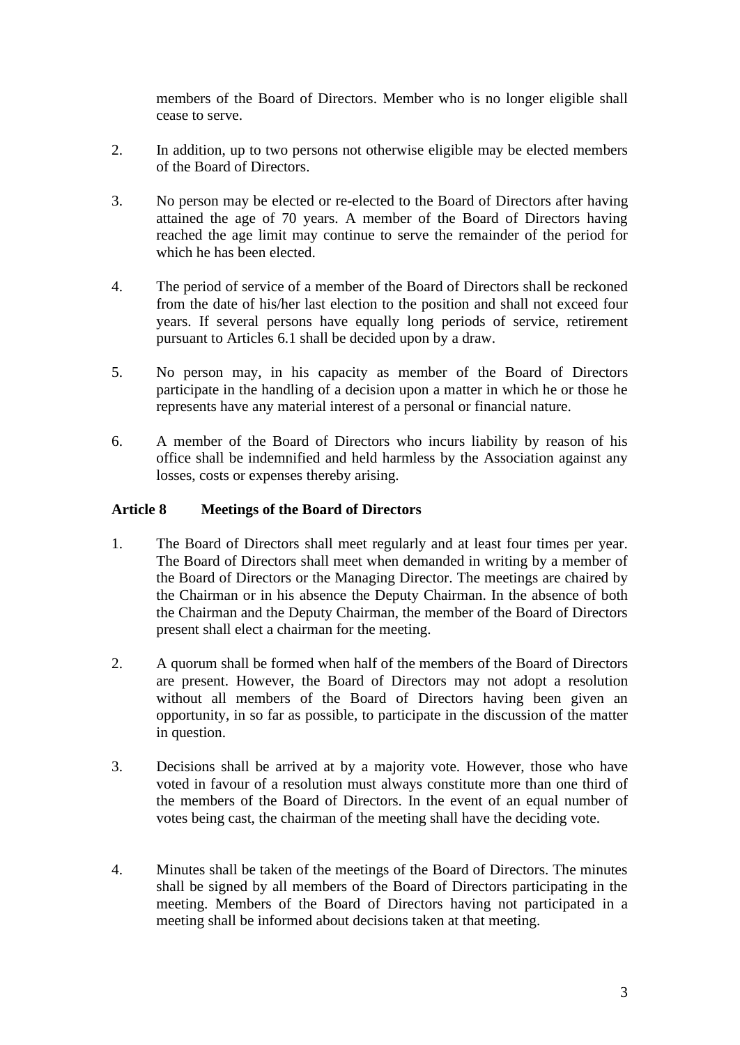members of the Board of Directors. Member who is no longer eligible shall cease to serve.

2. In addition, up to two persons not otherwise eligible may be elected members of the Board of Directors.

3. No person may be elected or re-elected to the Board of Directors after having attained the age of 70 years. A member of the Board of Directors having reached the age limit may continue to serve the remainder of the period for which he has been elected.

4. The period of service of a member of the Board of Directors shall be reckoned from the date of his/her last election to the position and shall not exceed four years. If several persons have equally long periods of service, retirement pursuant to Articles 6.1 shall be decided upon by a draw.

5. No person may, in his capacity as member of the Board of Directors participate in the handling of a decision upon a matter in which he or those he represents have any material interest of a personal or financial nature.

6. A member of the Board of Directors who incurs liability by reason of his office shall be indemnified and held harmless by the Association against any losses, costs or expenses thereby arising.

**Article 8 Meetings of the Board of Directors**

1. The Board of Directors shall meet regularly and at least four times per year. The Board of Directors shall meet when demanded in writing by a member of the Board of Directors or the Managing Director. The meetings are chaired by the Chairman or in his absence the Deputy Chairman. In the absence of both the Chairman and the Deputy Chairman, the member of the Board of Directors present shall elect a chairman for the meeting.

2. A quorum shall be formed when half of the members of the Board of Directors are present. However, the Board of Directors may not adopt a resolution without all members of the Board of Directors having been given an opportunity, in so far as possible, to participate in the discussion of the matter in question.

3. Decisions shall be arrived at by a majority vote. However, those who have voted in favour of a resolution must always constitute more than one third of the members of the Board of Directors. In the event of an equal number of votes being cast, the chairman of the meeting shall have the deciding vote.

4. Minutes shall be taken of the meetings of the Board of Directors. The minutes shall be signed by all members of the Board of Directors participating in the meeting. Members of the Board of Directors having not participated in a meeting shall be informed about decisions taken at that meeting.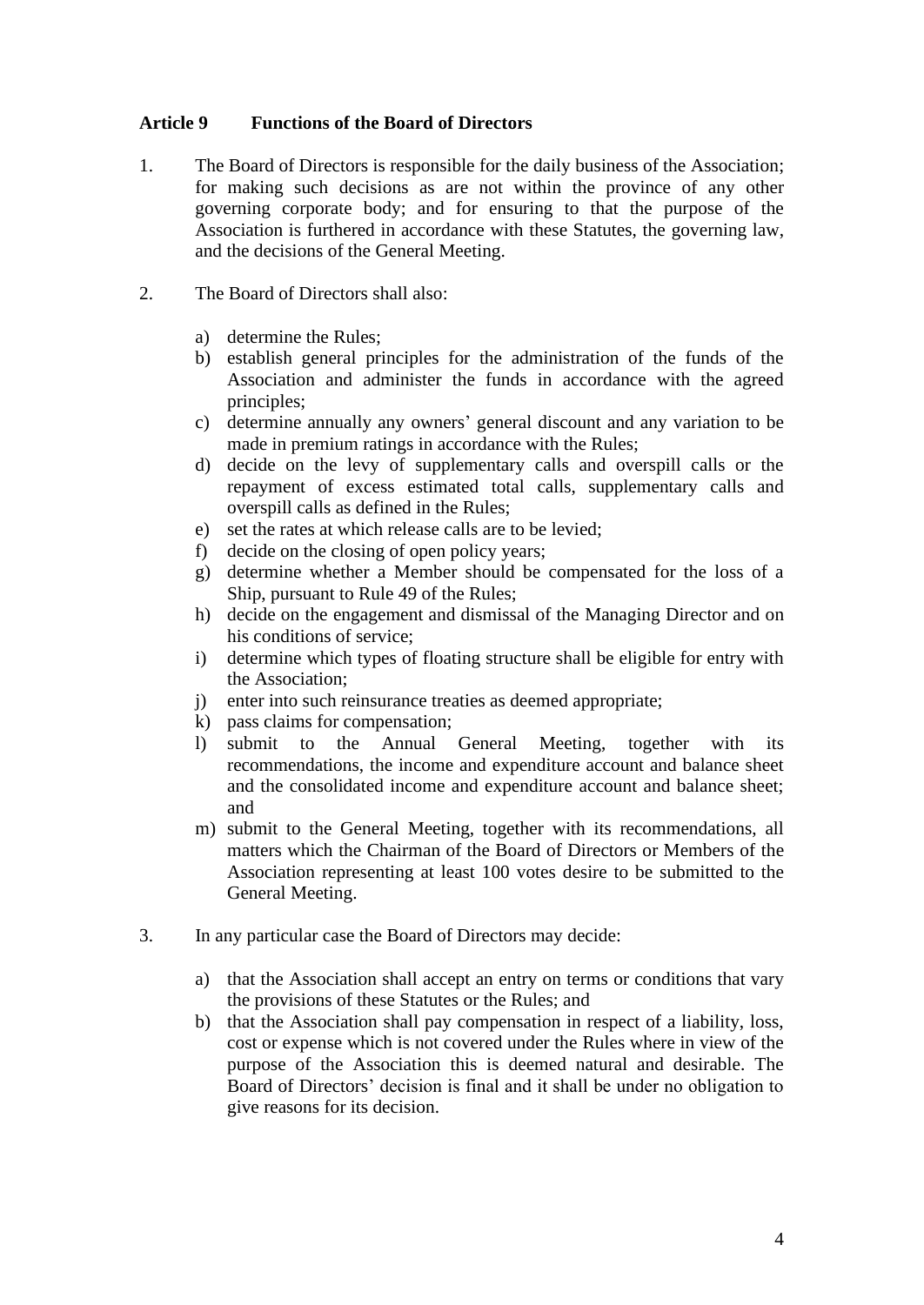## Article 9 Functions of the Board of Directors

1. The Board of Directors is responsible for the daily business of the Association; for making such decisions as are not within the province of any other governing corporate body; and for ensuring to that the purpose of the Association is furthered in accordance with these Statutes, the governing law, and the decisions of the General Meeting.

2. The Board of Directors shall also:

   a) determine the Rules;
   b) establish general principles for the administration of the funds of the Association and administer the funds in accordance with the agreed principles;
   c) determine annually any owners' general discount and any variation to be made in premium ratings in accordance with the Rules;
   d) decide on the levy of supplementary calls and overspill calls or the repayment of excess estimated total calls, supplementary calls and overspill calls as defined in the Rules;
   e) set the rates at which release calls are to be levied;
   f) decide on the closing of open policy years;
   g) determine whether a Member should be compensated for the loss of a Ship, pursuant to Rule 49 of the Rules;
   h) decide on the engagement and dismissal of the Managing Director and on his conditions of service;
   i) determine which types of floating structure shall be eligible for entry with the Association;
   j) enter into such reinsurance treaties as deemed appropriate;
   k) pass claims for compensation;
   l) submit to the Annual General Meeting, together with its recommendations, the income and expenditure account and balance sheet and the consolidated income and expenditure account and balance sheet; and
   m) submit to the General Meeting, together with its recommendations, all matters which the Chairman of the Board of Directors or Members of the Association representing at least 100 votes desire to be submitted to the General Meeting.

3. In any particular case the Board of Directors may decide:

   a) that the Association shall accept an entry on terms or conditions that vary the provisions of these Statutes or the Rules; and
   b) that the Association shall pay compensation in respect of a liability, loss, cost or expense which is not covered under the Rules where in view of the purpose of the Association this is deemed natural and desirable. The Board of Directors' decision is final and it shall be under no obligation to give reasons for its decision.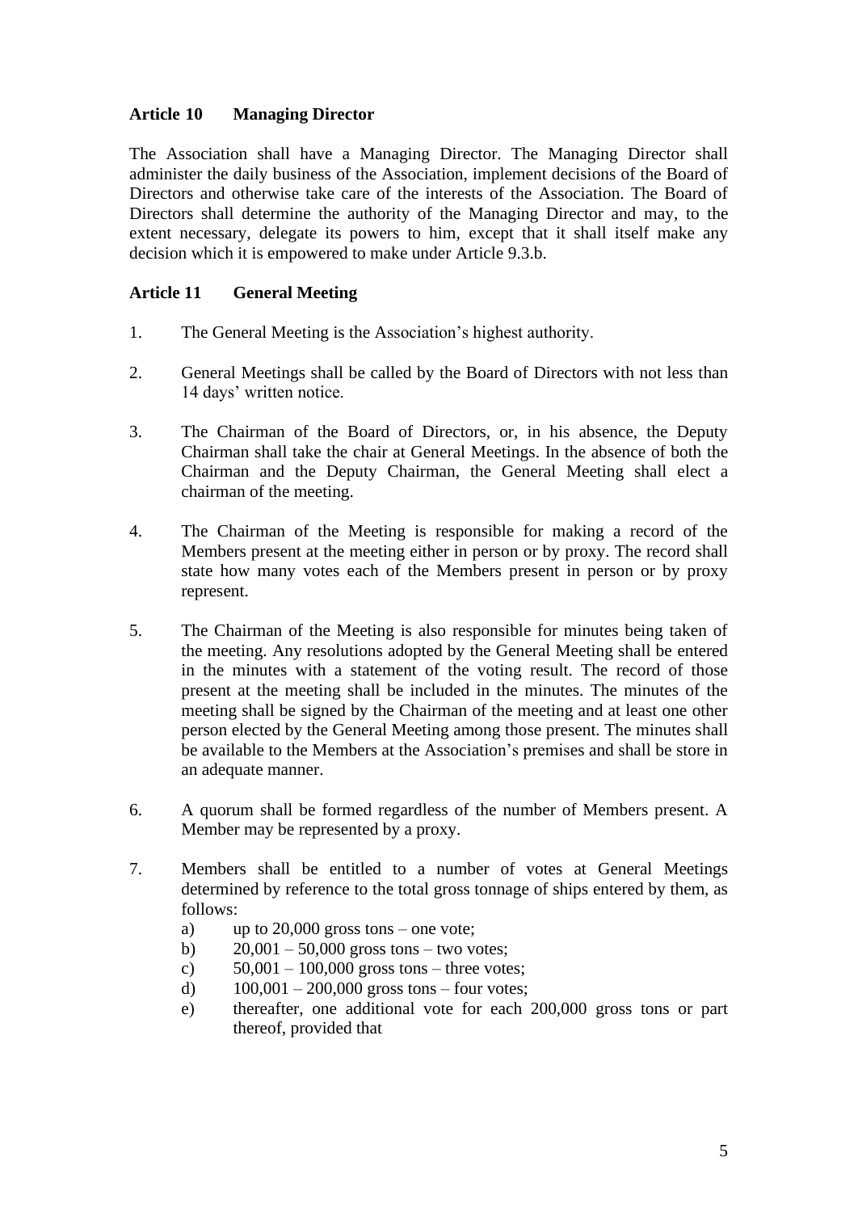### Article 10 Managing Director

The Association shall have a Managing Director. The Managing Director shall administer the daily business of the Association, implement decisions of the Board of Directors and otherwise take care of the interests of the Association. The Board of Directors shall determine the authority of the Managing Director and may, to the extent necessary, delegate its powers to him, except that it shall itself make any decision which it is empowered to make under Article 9.3.b.

### Article 11 General Meeting

1. The General Meeting is the Association's highest authority.

2. General Meetings shall be called by the Board of Directors with not less than 14 days' written notice.

3. The Chairman of the Board of Directors, or, in his absence, the Deputy Chairman shall take the chair at General Meetings. In the absence of both the Chairman and the Deputy Chairman, the General Meeting shall elect a chairman of the meeting.

4. The Chairman of the Meeting is responsible for making a record of the Members present at the meeting either in person or by proxy. The record shall state how many votes each of the Members present in person or by proxy represent.

5. The Chairman of the Meeting is also responsible for minutes being taken of the meeting. Any resolutions adopted by the General Meeting shall be entered in the minutes with a statement of the voting result. The record of those present at the meeting shall be included in the minutes. The minutes of the meeting shall be signed by the Chairman of the meeting and at least one other person elected by the General Meeting among those present. The minutes shall be available to the Members at the Association's premises and shall be store in an adequate manner.

6. A quorum shall be formed regardless of the number of Members present. A Member may be represented by a proxy.

7. Members shall be entitled to a number of votes at General Meetings determined by reference to the total gross tonnage of ships entered by them, as follows:
   a) up to 20,000 gross tons – one vote;
   b) 20,001 – 50,000 gross tons – two votes;
   c) 50,001 – 100,000 gross tons – three votes;
   d) 100,001 – 200,000 gross tons – four votes;
   e) thereafter, one additional vote for each 200,000 gross tons or part thereof, provided that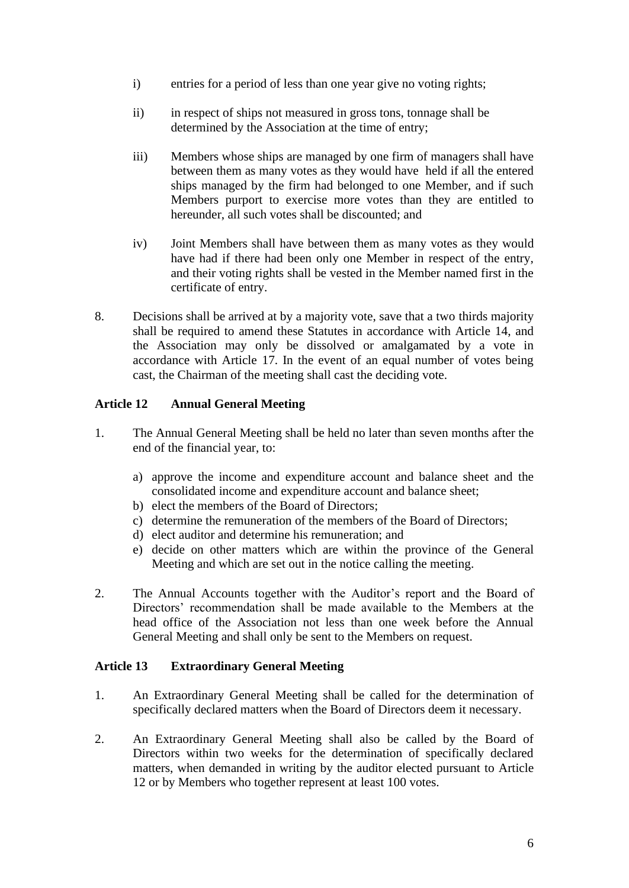i) entries for a period of less than one year give no voting rights;

ii) in respect of ships not measured in gross tons, tonnage shall be determined by the Association at the time of entry;

iii) Members whose ships are managed by one firm of managers shall have between them as many votes as they would have held if all the entered ships managed by the firm had belonged to one Member, and if such Members purport to exercise more votes than they are entitled to hereunder, all such votes shall be discounted; and

iv) Joint Members shall have between them as many votes as they would have had if there had been only one Member in respect of the entry, and their voting rights shall be vested in the Member named first in the certificate of entry.

8. Decisions shall be arrived at by a majority vote, save that a two thirds majority shall be required to amend these Statutes in accordance with Article 14, and the Association may only be dissolved or amalgamated by a vote in accordance with Article 17. In the event of an equal number of votes being cast, the Chairman of the meeting shall cast the deciding vote.

### Article 12 Annual General Meeting

1. The Annual General Meeting shall be held no later than seven months after the end of the financial year, to:

   a) approve the income and expenditure account and balance sheet and the consolidated income and expenditure account and balance sheet;
   b) elect the members of the Board of Directors;
   c) determine the remuneration of the members of the Board of Directors;
   d) elect auditor and determine his remuneration; and
   e) decide on other matters which are within the province of the General Meeting and which are set out in the notice calling the meeting.

2. The Annual Accounts together with the Auditor's report and the Board of Directors' recommendation shall be made available to the Members at the head office of the Association not less than one week before the Annual General Meeting and shall only be sent to the Members on request.

### Article 13 Extraordinary General Meeting

1. An Extraordinary General Meeting shall be called for the determination of specifically declared matters when the Board of Directors deem it necessary.

2. An Extraordinary General Meeting shall also be called by the Board of Directors within two weeks for the determination of specifically declared matters, when demanded in writing by the auditor elected pursuant to Article 12 or by Members who together represent at least 100 votes.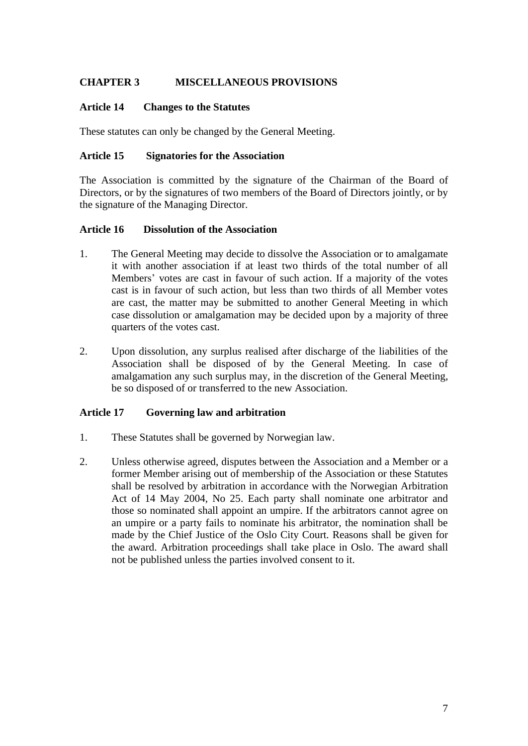## CHAPTER 3 MISCELLANEOUS PROVISIONS

### Article 14 Changes to the Statutes

These statutes can only be changed by the General Meeting.

### Article 15 Signatories for the Association

The Association is committed by the signature of the Chairman of the Board of Directors, or by the signatures of two members of the Board of Directors jointly, or by the signature of the Managing Director.

### Article 16 Dissolution of the Association

1. The General Meeting may decide to dissolve the Association or to amalgamate it with another association if at least two thirds of the total number of all Members' votes are cast in favour of such action. If a majority of the votes cast is in favour of such action, but less than two thirds of all Member votes are cast, the matter may be submitted to another General Meeting in which case dissolution or amalgamation may be decided upon by a majority of three quarters of the votes cast.

2. Upon dissolution, any surplus realised after discharge of the liabilities of the Association shall be disposed of by the General Meeting. In case of amalgamation any such surplus may, in the discretion of the General Meeting, be so disposed of or transferred to the new Association.

### Article 17 Governing law and arbitration

1. These Statutes shall be governed by Norwegian law.

2. Unless otherwise agreed, disputes between the Association and a Member or a former Member arising out of membership of the Association or these Statutes shall be resolved by arbitration in accordance with the Norwegian Arbitration Act of 14 May 2004, No 25. Each party shall nominate one arbitrator and those so nominated shall appoint an umpire. If the arbitrators cannot agree on an umpire or a party fails to nominate his arbitrator, the nomination shall be made by the Chief Justice of the Oslo City Court. Reasons shall be given for the award. Arbitration proceedings shall take place in Oslo. The award shall not be published unless the parties involved consent to it.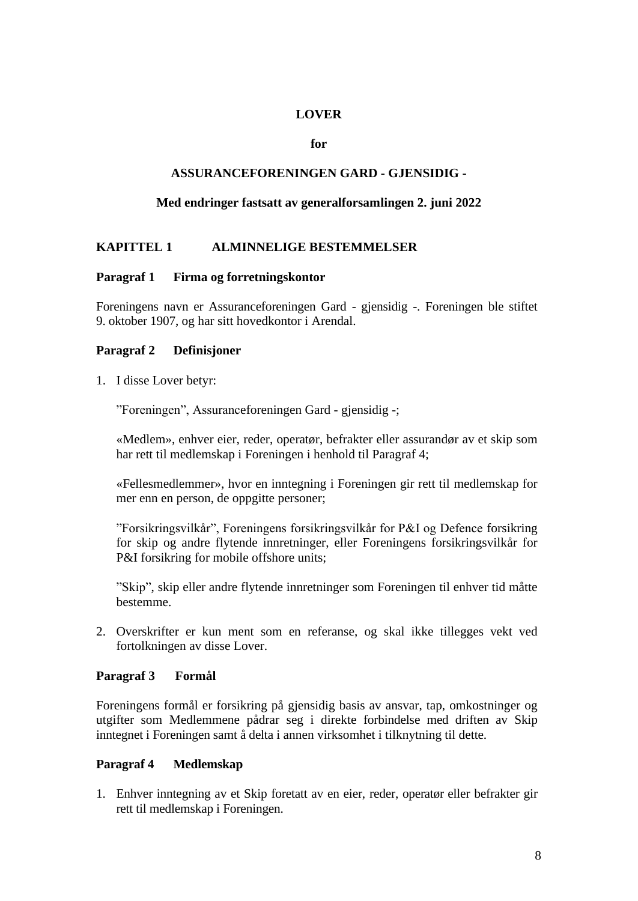# LOVER

## for

## ASSURANCEFORENINGEN GARD - GJENSIDIG -

**Med endringer fastsatt av generalforsamlingen 2. juni 2022**

## KAPITTEL 1 ALMINNELIGE BESTEMMELSER

### Paragraf 1 Firma og forretningskontor

Foreningens navn er Assuranceforeningen Gard - gjensidig -. Foreningen ble stiftet 9. oktober 1907, og har sitt hovedkontor i Arendal.

### Paragraf 2 Definisjoner

1. I disse Lover betyr:

   ”Foreningen”, Assuranceforeningen Gard - gjensidig -;

   «Medlem», enhver eier, reder, operatør, befrakter eller assurandør av et skip som har rett til medlemskap i Foreningen i henhold til Paragraf 4;

   «Fellesmedlemmer», hvor en inntegning i Foreningen gir rett til medlemskap for mer enn en person, de oppgitte personer;

   ”Forsikringsvilkår”, Foreningens forsikringsvilkår for P&I og Defence forsikring for skip og andre flytende innretninger, eller Foreningens forsikringsvilkår for P&I forsikring for mobile offshore units;

   ”Skip”, skip eller andre flytende innretninger som Foreningen til enhver tid måtte bestemme.

2. Overskrifter er kun ment som en referanse, og skal ikke tillegges vekt ved fortolkningen av disse Lover.

### Paragraf 3 Formål

Foreningens formål er forsikring på gjensidig basis av ansvar, tap, omkostninger og utgifter som Medlemmene pådrar seg i direkte forbindelse med driften av Skip inntegnet i Foreningen samt å delta i annen virksomhet i tilknytning til dette.

### Paragraf 4 Medlemskap

1. Enhver inntegning av et Skip foretatt av en eier, reder, operatør eller befrakter gir rett til medlemskap i Foreningen.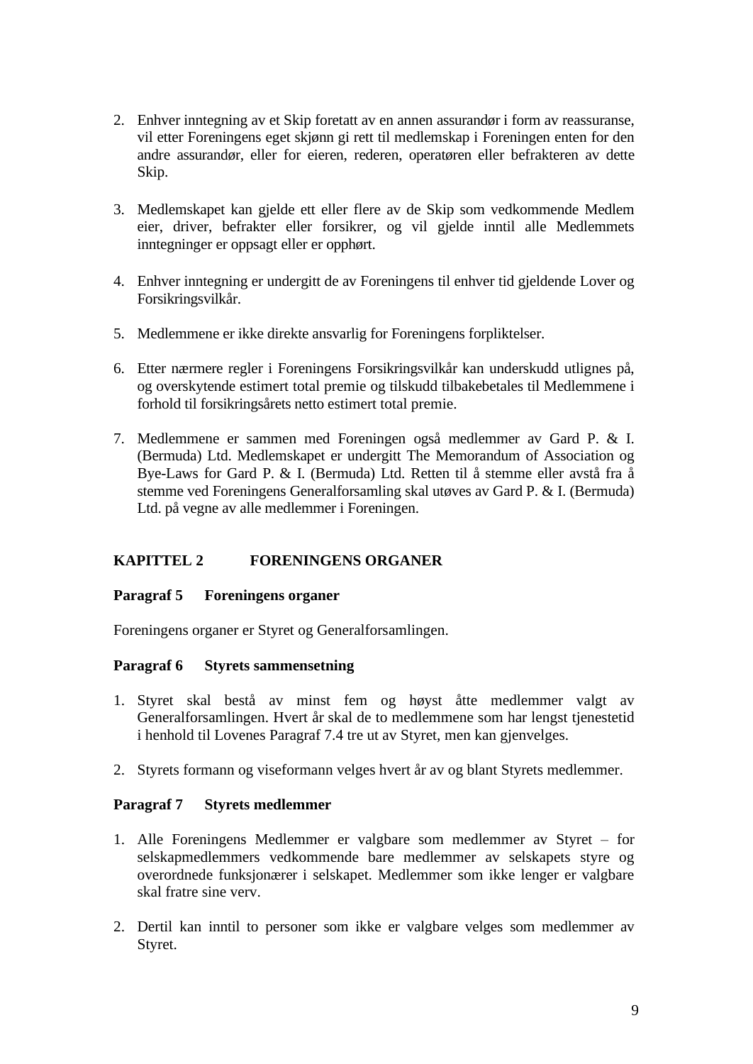2. Enhver inntegning av et Skip foretatt av en annen assurandør i form av reassuranse, vil etter Foreningens eget skjønn gi rett til medlemskap i Foreningen enten for den andre assurandør, eller for eieren, rederen, operatøren eller befrakteren av dette Skip.

3. Medlemskapet kan gjelde ett eller flere av de Skip som vedkommende Medlem eier, driver, befrakter eller forsikrer, og vil gjelde inntil alle Medlemmets inntegninger er oppsagt eller er opphørt.

4. Enhver inntegning er undergitt de av Foreningens til enhver tid gjeldende Lover og Forsikringsvilkår.

5. Medlemmene er ikke direkte ansvarlig for Foreningens forpliktelser.

6. Etter nærmere regler i Foreningens Forsikringsvilkår kan underskudd utlignes på, og overskytende estimert total premie og tilskudd tilbakebetales til Medlemmene i forhold til forsikringsårets netto estimert total premie.

7. Medlemmene er sammen med Foreningen også medlemmer av Gard P. & I. (Bermuda) Ltd. Medlemskapet er undergitt The Memorandum of Association og Bye-Laws for Gard P. & I. (Bermuda) Ltd. Retten til å stemme eller avstå fra å stemme ved Foreningens Generalforsamling skal utøves av Gard P. & I. (Bermuda) Ltd. på vegne av alle medlemmer i Foreningen.

## KAPITTEL 2 FORENINGENS ORGANER

### Paragraf 5 Foreningens organer

Foreningens organer er Styret og Generalforsamlingen.

### Paragraf 6 Styrets sammensetning

1. Styret skal bestå av minst fem og høyst åtte medlemmer valgt av Generalforsamlingen. Hvert år skal de to medlemmene som har lengst tjenestetid i henhold til Lovenes Paragraf 7.4 tre ut av Styret, men kan gjenvelges.

2. Styrets formann og viseformann velges hvert år av og blant Styrets medlemmer.

### Paragraf 7 Styrets medlemmer

1. Alle Foreningens Medlemmer er valgbare som medlemmer av Styret – for selskapmedlemmers vedkommende bare medlemmer av selskapets styre og overordnede funksjonærer i selskapet. Medlemmer som ikke lenger er valgbare skal fratre sine verv.

2. Dertil kan inntil to personer som ikke er valgbare velges som medlemmer av Styret.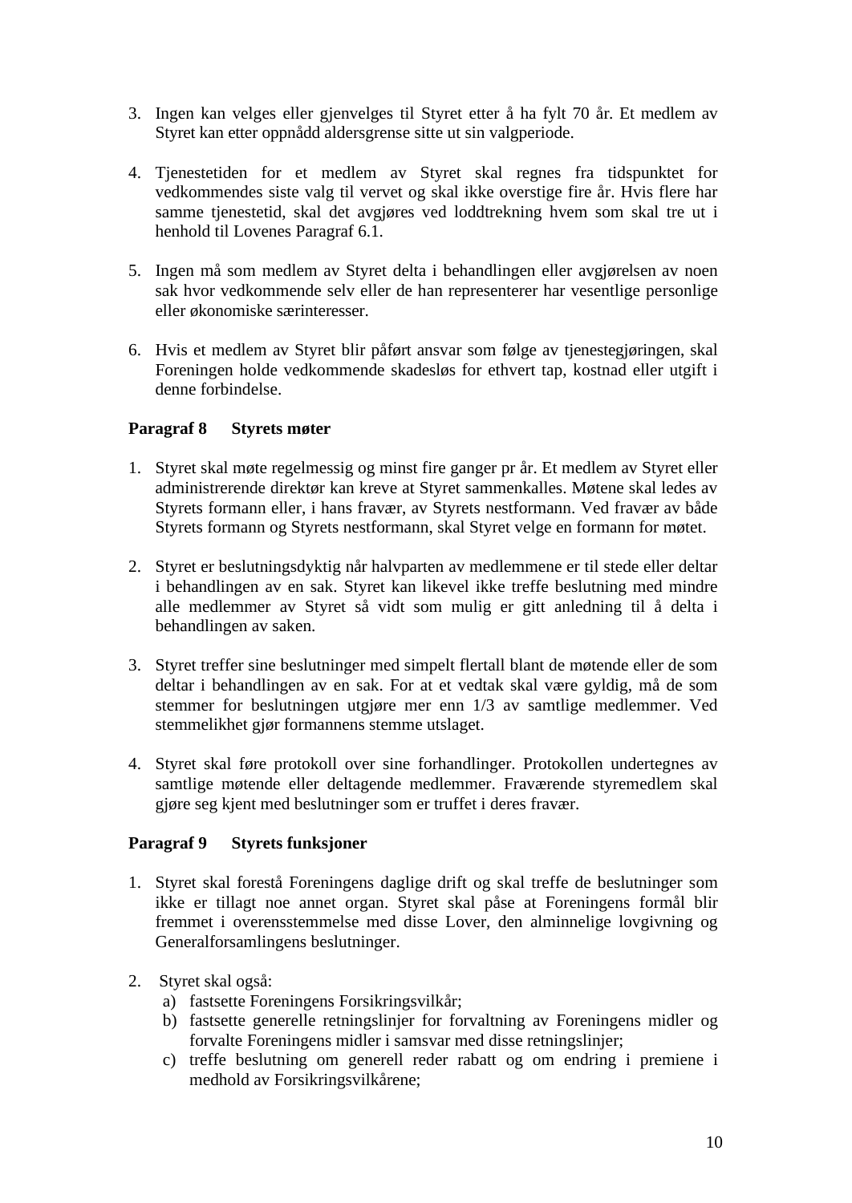3. Ingen kan velges eller gjenvelges til Styret etter å ha fylt 70 år. Et medlem av Styret kan etter oppnådd aldersgrense sitte ut sin valgperiode.

4. Tjenestetiden for et medlem av Styret skal regnes fra tidspunktet for vedkommendes siste valg til vervet og skal ikke overstige fire år. Hvis flere har samme tjenestetid, skal det avgjøres ved loddtrekning hvem som skal tre ut i henhold til Lovenes Paragraf 6.1.

5. Ingen må som medlem av Styret delta i behandlingen eller avgjørelsen av noen sak hvor vedkommende selv eller de han representerer har vesentlige personlige eller økonomiske særinteresser.

6. Hvis et medlem av Styret blir påført ansvar som følge av tjenestegjøringen, skal Foreningen holde vedkommende skadesløs for ethvert tap, kostnad eller utgift i denne forbindelse.

**Paragraf 8 Styrets møter**

1. Styret skal møte regelmessig og minst fire ganger pr år. Et medlem av Styret eller administrerende direktør kan kreve at Styret sammenkalles. Møtene skal ledes av Styrets formann eller, i hans fravær, av Styrets nestformann. Ved fravær av både Styrets formann og Styrets nestformann, skal Styret velge en formann for møtet.

2. Styret er beslutningsdyktig når halvparten av medlemmene er til stede eller deltar i behandlingen av en sak. Styret kan likevel ikke treffe beslutning med mindre alle medlemmer av Styret så vidt som mulig er gitt anledning til å delta i behandlingen av saken.

3. Styret treffer sine beslutninger med simpelt flertall blant de møtende eller de som deltar i behandlingen av en sak. For at et vedtak skal være gyldig, må de som stemmer for beslutningen utgjøre mer enn 1/3 av samtlige medlemmer. Ved stemmelikhet gjør formannens stemme utslaget.

4. Styret skal føre protokoll over sine forhandlinger. Protokollen undertegnes av samtlige møtende eller deltagende medlemmer. Fraværende styremedlem skal gjøre seg kjent med beslutninger som er truffet i deres fravær.

**Paragraf 9 Styrets funksjoner**

1. Styret skal forestå Foreningens daglige drift og skal treffe de beslutninger som ikke er tillagt noe annet organ. Styret skal påse at Foreningens formål blir fremmet i overensstemmelse med disse Lover, den alminnelige lovgivning og Generalforsamlingens beslutninger.

2. Styret skal også:
   a) fastsette Foreningens Forsikringsvilkår;
   b) fastsette generelle retningslinjer for forvaltning av Foreningens midler og forvalte Foreningens midler i samsvar med disse retningslinjer;
   c) treffe beslutning om generell reder rabatt og om endring i premiene i medhold av Forsikringsvilkårene;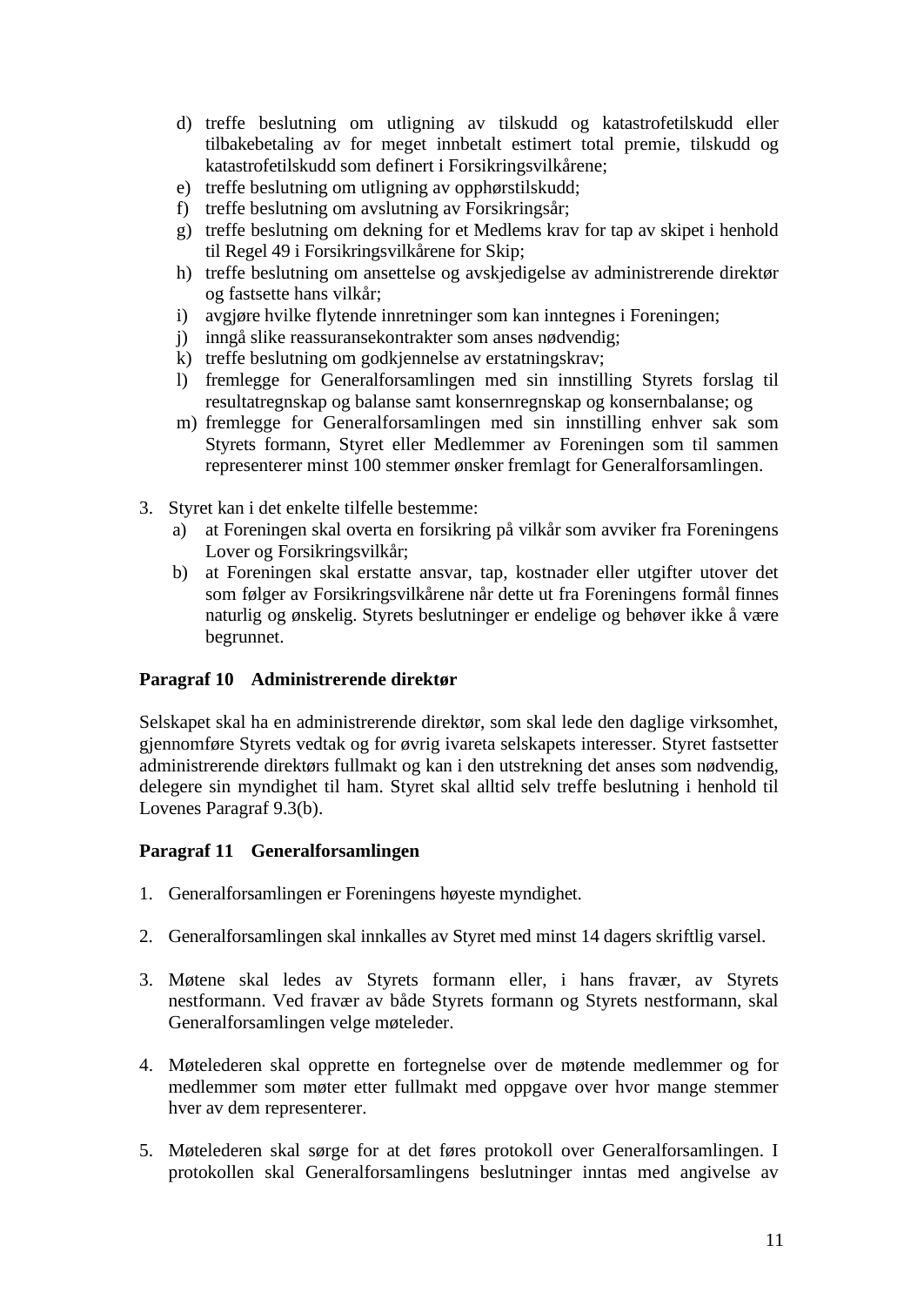d) treffe beslutning om utligning av tilskudd og katastrofetilskudd eller tilbakebetaling av for meget innbetalt estimert total premie, tilskudd og katastrofetilskudd som definert i Forsikringsvilkårene;
e) treffe beslutning om utligning av opphørstilskudd;
f) treffe beslutning om avslutning av Forsikringsår;
g) treffe beslutning om dekning for et Medlems krav for tap av skipet i henhold til Regel 49 i Forsikringsvilkårene for Skip;
h) treffe beslutning om ansettelse og avskjedigelse av administrerende direktør og fastsette hans vilkår;
i) avgjøre hvilke flytende innretninger som kan inntegnes i Foreningen;
j) inngå slike reassuransekontrakter som anses nødvendig;
k) treffe beslutning om godkjennelse av erstatningskrav;
l) fremlegge for Generalforsamlingen med sin innstilling Styrets forslag til resultatregnskap og balanse samt konsernregnskap og konsernbalanse; og
m) fremlegge for Generalforsamlingen med sin innstilling enhver sak som Styrets formann, Styret eller Medlemmer av Foreningen som til sammen representerer minst 100 stemmer ønsker fremlagt for Generalforsamlingen.

3. Styret kan i det enkelte tilfelle bestemme:
   a) at Foreningen skal overta en forsikring på vilkår som avviker fra Foreningens Lover og Forsikringsvilkår;
   b) at Foreningen skal erstatte ansvar, tap, kostnader eller utgifter utover det som følger av Forsikringsvilkårene når dette ut fra Foreningens formål finnes naturlig og ønskelig. Styrets beslutninger er endelige og behøver ikke å være begrunnet.

**Paragraf 10 Administrerende direktør**

Selskapet skal ha en administrerende direktør, som skal lede den daglige virksomhet, gjennomføre Styrets vedtak og for øvrig ivareta selskapets interesser. Styret fastsetter administrerende direktørs fullmakt og kan i den utstrekning det anses som nødvendig, delegere sin myndighet til ham. Styret skal alltid selv treffe beslutning i henhold til Lovenes Paragraf 9.3(b).

**Paragraf 11 Generalforsamlingen**

1. Generalforsamlingen er Foreningens høyeste myndighet.

2. Generalforsamlingen skal innkalles av Styret med minst 14 dagers skriftlig varsel.

3. Møtene skal ledes av Styrets formann eller, i hans fravær, av Styrets nestformann. Ved fravær av både Styrets formann og Styrets nestformann, skal Generalforsamlingen velge møteleder.

4. Møtelederen skal opprette en fortegnelse over de møtende medlemmer og for medlemmer som møter etter fullmakt med oppgave over hvor mange stemmer hver av dem representerer.

5. Møtelederen skal sørge for at det føres protokoll over Generalforsamlingen. I protokollen skal Generalforsamlingens beslutninger inntas med angivelse av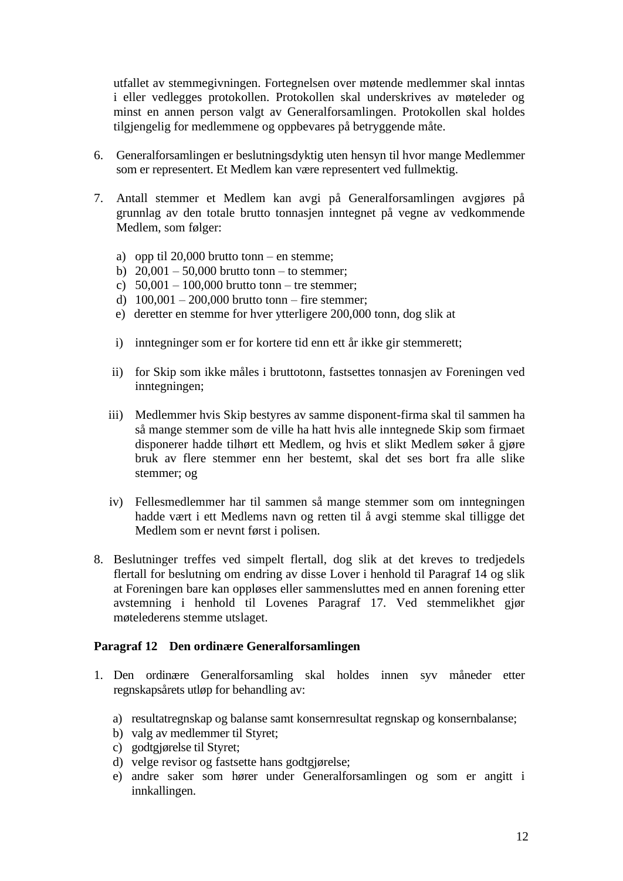utfallet av stemmegivningen. Fortegnelsen over møtende medlemmer skal inntas i eller vedlegges protokollen. Protokollen skal underskrives av møteleder og minst en annen person valgt av Generalforsamlingen. Protokollen skal holdes tilgjengelig for medlemmene og oppbevares på betryggende måte.

6. Generalforsamlingen er beslutningsdyktig uten hensyn til hvor mange Medlemmer som er representert. Et Medlem kan være representert ved fullmektig.

7. Antall stemmer et Medlem kan avgi på Generalforsamlingen avgjøres på grunnlag av den totale brutto tonnasjen inntegnet på vegne av vedkommende Medlem, som følger:

   a) opp til 20,000 brutto tonn – en stemme;
   b) 20,001 – 50,000 brutto tonn – to stemmer;
   c) 50,001 – 100,000 brutto tonn – tre stemmer;
   d) 100,001 – 200,000 brutto tonn – fire stemmer;
   e) deretter en stemme for hver ytterligere 200,000 tonn, dog slik at

   i) inntegninger som er for kortere tid enn ett år ikke gir stemmerett;

   ii) for Skip som ikke måles i bruttotonn, fastsettes tonnasjen av Foreningen ved inntegningen;

   iii) Medlemmer hvis Skip bestyres av samme disponent-firma skal til sammen ha så mange stemmer som de ville ha hatt hvis alle inntegnede Skip som firmaet disponerer hadde tilhørt ett Medlem, og hvis et slikt Medlem søker å gjøre bruk av flere stemmer enn her bestemt, skal det ses bort fra alle slike stemmer; og

   iv) Fellesmedlemmer har til sammen så mange stemmer som om inntegningen hadde vært i ett Medlems navn og retten til å avgi stemme skal tilligge det Medlem som er nevnt først i polisen.

8. Beslutninger treffes ved simpelt flertall, dog slik at det kreves to tredjedels flertall for beslutning om endring av disse Lover i henhold til Paragraf 14 og slik at Foreningen bare kan oppløses eller sammensluttes med en annen forening etter avstemning i henhold til Lovenes Paragraf 17. Ved stemmelikhet gjør møtelederens stemme utslaget.

**Paragraf 12 Den ordinære Generalforsamlingen**

1. Den ordinære Generalforsamling skal holdes innen syv måneder etter regnskapsårets utløp for behandling av:

   a) resultatregnskap og balanse samt konsernresultat regnskap og konsernbalanse;
   b) valg av medlemmer til Styret;
   c) godtgjørelse til Styret;
   d) velge revisor og fastsette hans godtgjørelse;
   e) andre saker som hører under Generalforsamlingen og som er angitt i innkallingen.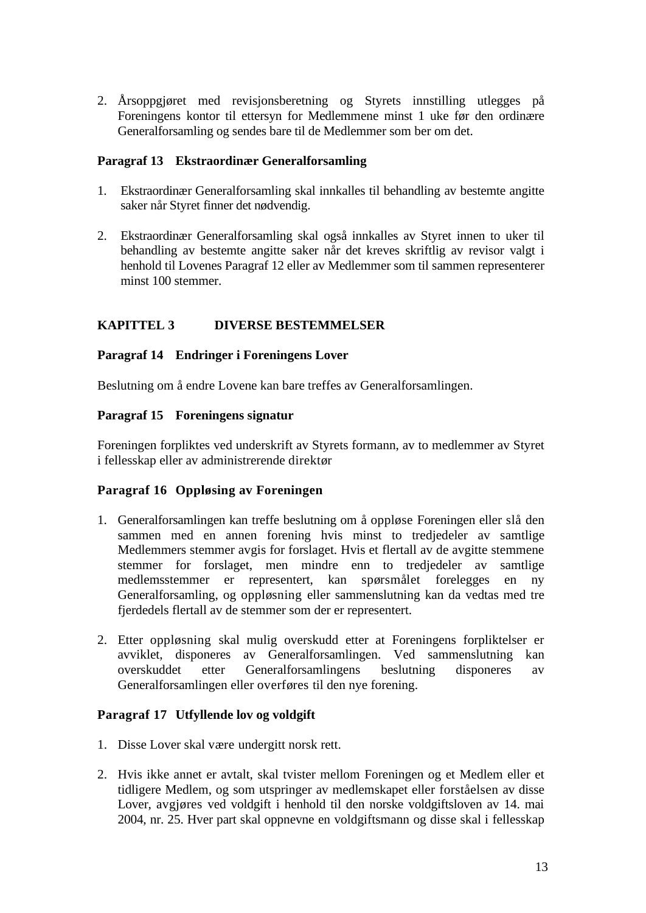2. Årsoppgjøret med revisjonsberetning og Styrets innstilling utlegges på Foreningens kontor til ettersyn for Medlemmene minst 1 uke før den ordinære Generalforsamling og sendes bare til de Medlemmer som ber om det.

**Paragraf 13 Ekstraordinær Generalforsamling**

1. Ekstraordinær Generalforsamling skal innkalles til behandling av bestemte angitte saker når Styret finner det nødvendig.

2. Ekstraordinær Generalforsamling skal også innkalles av Styret innen to uker til behandling av bestemte angitte saker når det kreves skriftlig av revisor valgt i henhold til Lovenes Paragraf 12 eller av Medlemmer som til sammen representerer minst 100 stemmer.

## KAPITTEL 3 DIVERSE BESTEMMELSER

**Paragraf 14 Endringer i Foreningens Lover**

Beslutning om å endre Lovene kan bare treffes av Generalforsamlingen.

**Paragraf 15 Foreningens signatur**

Foreningen forpliktes ved underskrift av Styrets formann, av to medlemmer av Styret i fellesskap eller av administrerende direktør

**Paragraf 16 Oppløsing av Foreningen**

1. Generalforsamlingen kan treffe beslutning om å oppløse Foreningen eller slå den sammen med en annen forening hvis minst to tredjedeler av samtlige Medlemmers stemmer avgis for forslaget. Hvis et flertall av de avgitte stemmene stemmer for forslaget, men mindre enn to tredjedeler av samtlige medlemsstemmer er representert, kan spørsmålet forelegges en ny Generalforsamling, og oppløsning eller sammenslutning kan da vedtas med tre fjerdedels flertall av de stemmer som der er representert.

2. Etter oppløsning skal mulig overskudd etter at Foreningens forpliktelser er avviklet, disponeres av Generalforsamlingen. Ved sammenslutning kan overskuddet etter Generalforsamlingens beslutning disponeres av Generalforsamlingen eller overføres til den nye forening.

**Paragraf 17 Utfyllende lov og voldgift**

1. Disse Lover skal være undergitt norsk rett.

2. Hvis ikke annet er avtalt, skal tvister mellom Foreningen og et Medlem eller et tidligere Medlem, og som utspringer av medlemskapet eller forståelsen av disse Lover, avgjøres ved voldgift i henhold til den norske voldgiftsloven av 14. mai 2004, nr. 25. Hver part skal oppnevne en voldgiftsmann og disse skal i fellesskap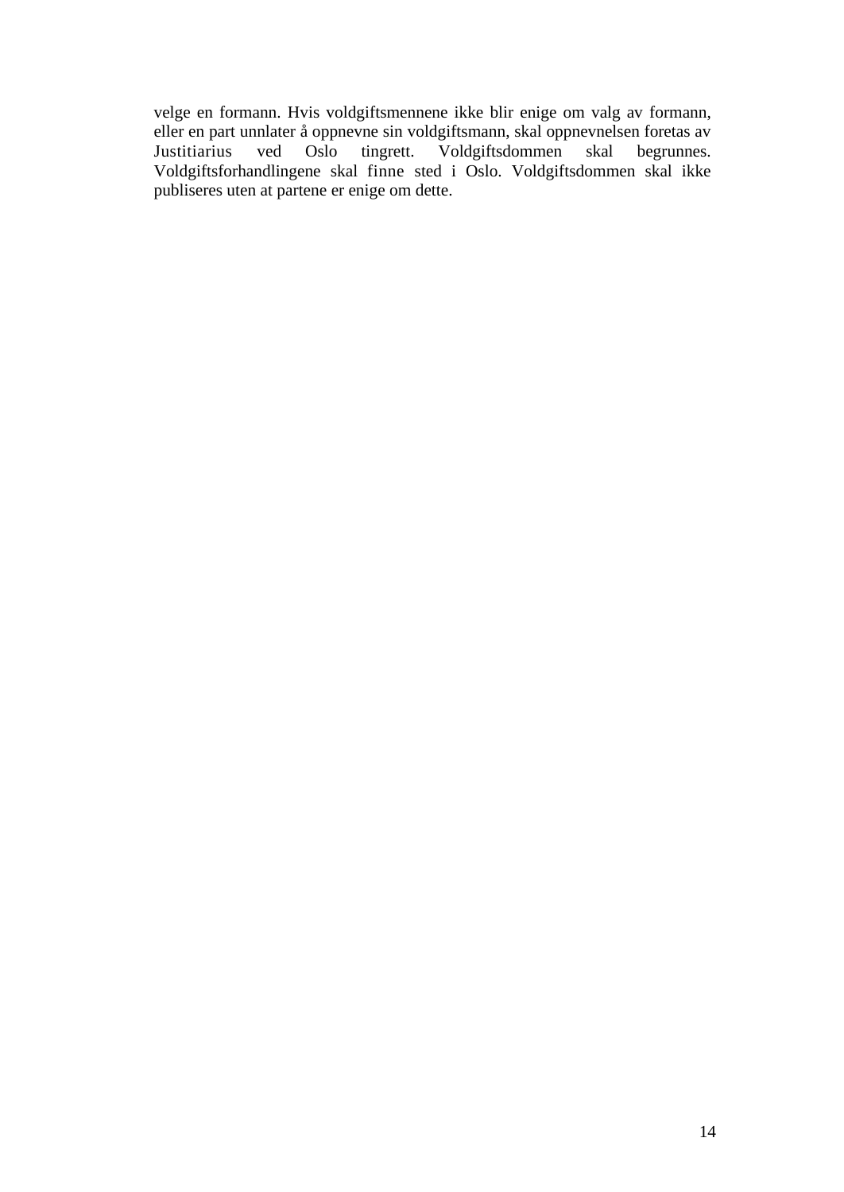velge en formann. Hvis voldgiftsmennene ikke blir enige om valg av formann, eller en part unnlater å oppnevne sin voldgiftsmann, skal oppnevnelsen foretas av Justitiarius ved Oslo tingrett. Voldgiftsdommen skal begrunnes. Voldgiftsforhandlingene skal finne sted i Oslo. Voldgiftsdommen skal ikke publiseres uten at partene er enige om dette.